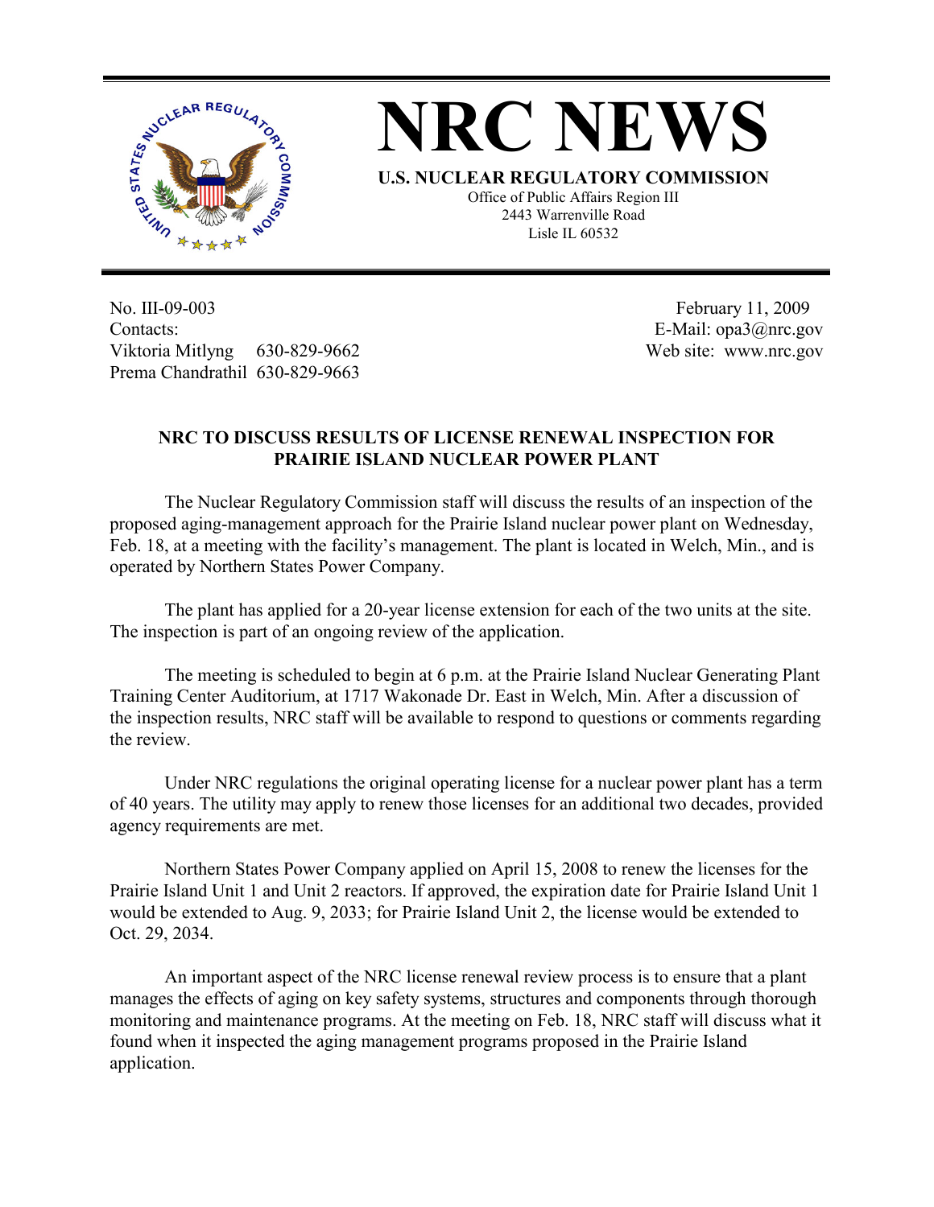# NRC NEWS

**U.S. NUCLEAR REGULATORY COMMISSION**

Office of Public Affairs Region III
2443 Warrenville Road
Lisle IL 60532

No. III-09-003
Contacts:
Viktoria Mitlyng 630-829-9662
Prema Chandrathil 630-829-9663

February 11, 2009
E-Mail: opa3@nrc.gov
Web site: www.nrc.gov

## NRC TO DISCUSS RESULTS OF LICENSE RENEWAL INSPECTION FOR PRAIRIE ISLAND NUCLEAR POWER PLANT

The Nuclear Regulatory Commission staff will discuss the results of an inspection of the proposed aging-management approach for the Prairie Island nuclear power plant on Wednesday, Feb. 18, at a meeting with the facility's management. The plant is located in Welch, Min., and is operated by Northern States Power Company.

The plant has applied for a 20-year license extension for each of the two units at the site. The inspection is part of an ongoing review of the application.

The meeting is scheduled to begin at 6 p.m. at the Prairie Island Nuclear Generating Plant Training Center Auditorium, at 1717 Wakonade Dr. East in Welch, Min. After a discussion of the inspection results, NRC staff will be available to respond to questions or comments regarding the review.

Under NRC regulations the original operating license for a nuclear power plant has a term of 40 years. The utility may apply to renew those licenses for an additional two decades, provided agency requirements are met.

Northern States Power Company applied on April 15, 2008 to renew the licenses for the Prairie Island Unit 1 and Unit 2 reactors. If approved, the expiration date for Prairie Island Unit 1 would be extended to Aug. 9, 2033; for Prairie Island Unit 2, the license would be extended to Oct. 29, 2034.

An important aspect of the NRC license renewal review process is to ensure that a plant manages the effects of aging on key safety systems, structures and components through thorough monitoring and maintenance programs. At the meeting on Feb. 18, NRC staff will discuss what it found when it inspected the aging management programs proposed in the Prairie Island application.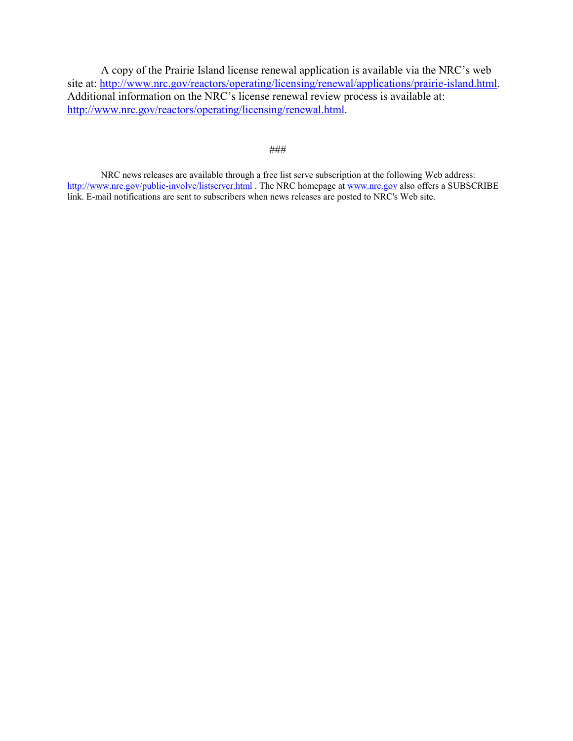A copy of the Prairie Island license renewal application is available via the NRC's web site at: http://www.nrc.gov/reactors/operating/licensing/renewal/applications/prairie-island.html. Additional information on the NRC's license renewal review process is available at: http://www.nrc.gov/reactors/operating/licensing/renewal.html.

###

NRC news releases are available through a free list serve subscription at the following Web address: http://www.nrc.gov/public-involve/listserver.html . The NRC homepage at www.nrc.gov also offers a SUBSCRIBE link. E-mail notifications are sent to subscribers when news releases are posted to NRC's Web site.